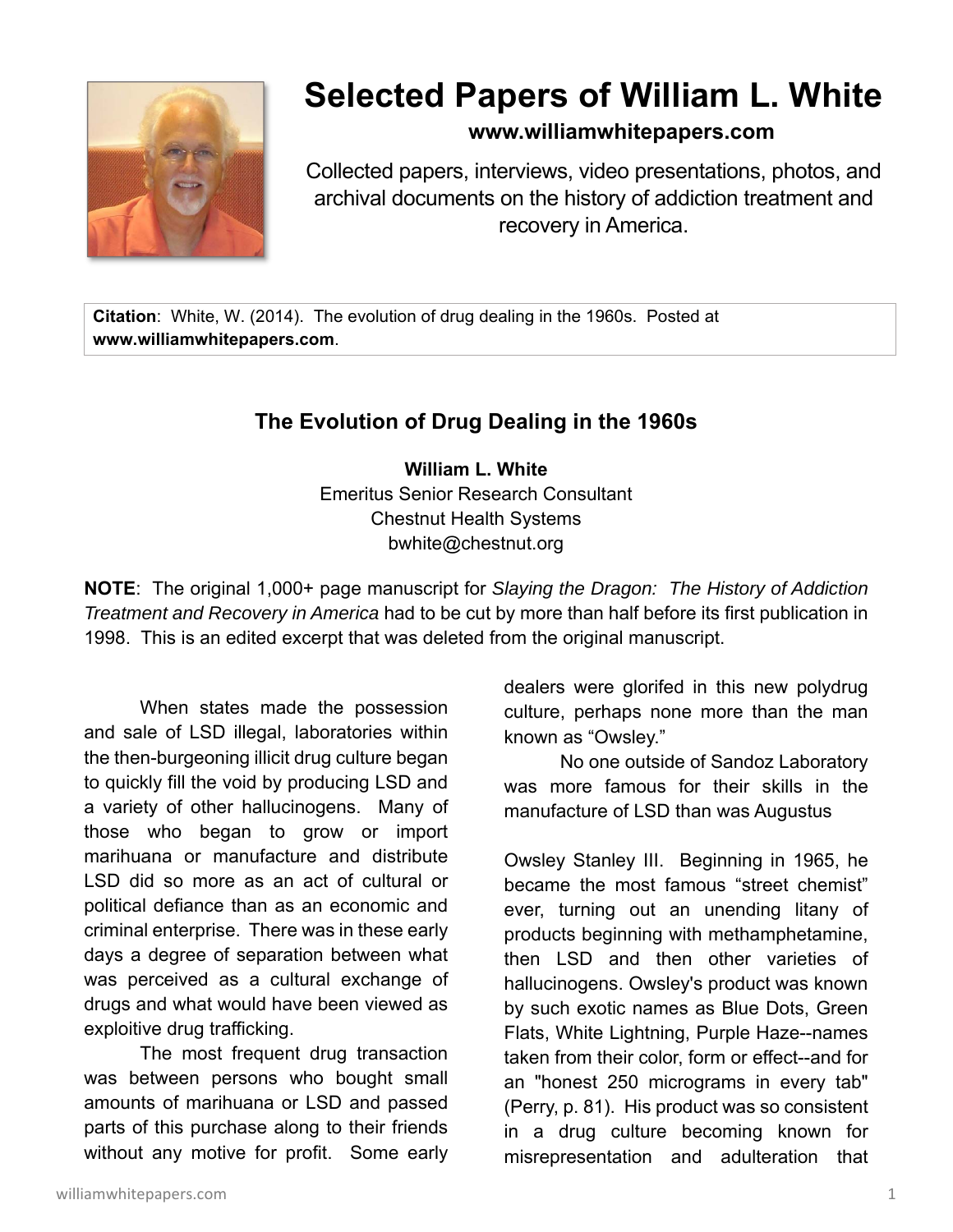# Selected Papers of William L. White

**www.williamwhitepapers.com**

Collected papers, interviews, video presentations, photos, and archival documents on the history of addiction treatment and recovery in America.

**Citation**: White, W. (2014). The evolution of drug dealing in the 1960s. Posted at **www.williamwhitepapers.com**.

## The Evolution of Drug Dealing in the 1960s

**William L. White**
Emeritus Senior Research Consultant
Chestnut Health Systems
bwhite@chestnut.org

**NOTE**: The original 1,000+ page manuscript for *Slaying the Dragon: The History of Addiction Treatment and Recovery in America* had to be cut by more than half before its first publication in 1998. This is an edited excerpt that was deleted from the original manuscript.

When states made the possession and sale of LSD illegal, laboratories within the then-burgeoning illicit drug culture began to quickly fill the void by producing LSD and a variety of other hallucinogens. Many of those who began to grow or import marihuana or manufacture and distribute LSD did so more as an act of cultural or political defiance than as an economic and criminal enterprise. There was in these early days a degree of separation between what was perceived as a cultural exchange of drugs and what would have been viewed as exploitive drug trafficking.

The most frequent drug transaction was between persons who bought small amounts of marihuana or LSD and passed parts of this purchase along to their friends without any motive for profit. Some early dealers were glorifed in this new polydrug culture, perhaps none more than the man known as "Owsley."

No one outside of Sandoz Laboratory was more famous for their skills in the manufacture of LSD than was Augustus Owsley Stanley III. Beginning in 1965, he became the most famous "street chemist" ever, turning out an unending litany of products beginning with methamphetamine, then LSD and then other varieties of hallucinogens. Owsley's product was known by such exotic names as Blue Dots, Green Flats, White Lightning, Purple Haze--names taken from their color, form or effect--and for an "honest 250 micrograms in every tab" (Perry, p. 81). His product was so consistent in a drug culture becoming known for misrepresentation and adulteration that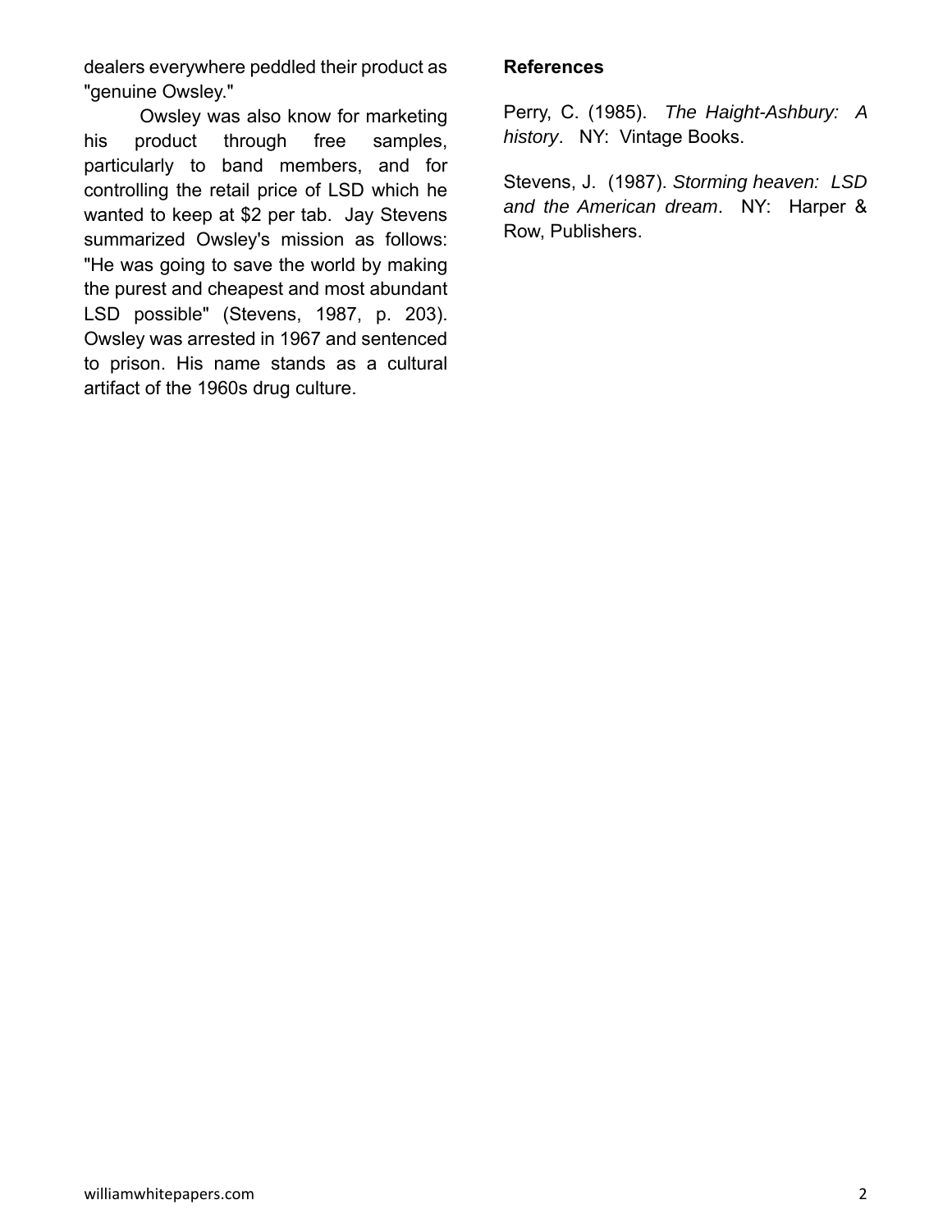dealers everywhere peddled their product as "genuine Owsley."

Owsley was also know for marketing his product through free samples, particularly to band members, and for controlling the retail price of LSD which he wanted to keep at $2 per tab. Jay Stevens summarized Owsley's mission as follows: "He was going to save the world by making the purest and cheapest and most abundant LSD possible" (Stevens, 1987, p. 203). Owsley was arrested in 1967 and sentenced to prison. His name stands as a cultural artifact of the 1960s drug culture.

**References**

Perry, C. (1985). *The Haight-Ashbury: A history*. NY: Vintage Books.

Stevens, J. (1987). *Storming heaven: LSD and the American dream*. NY: Harper & Row, Publishers.